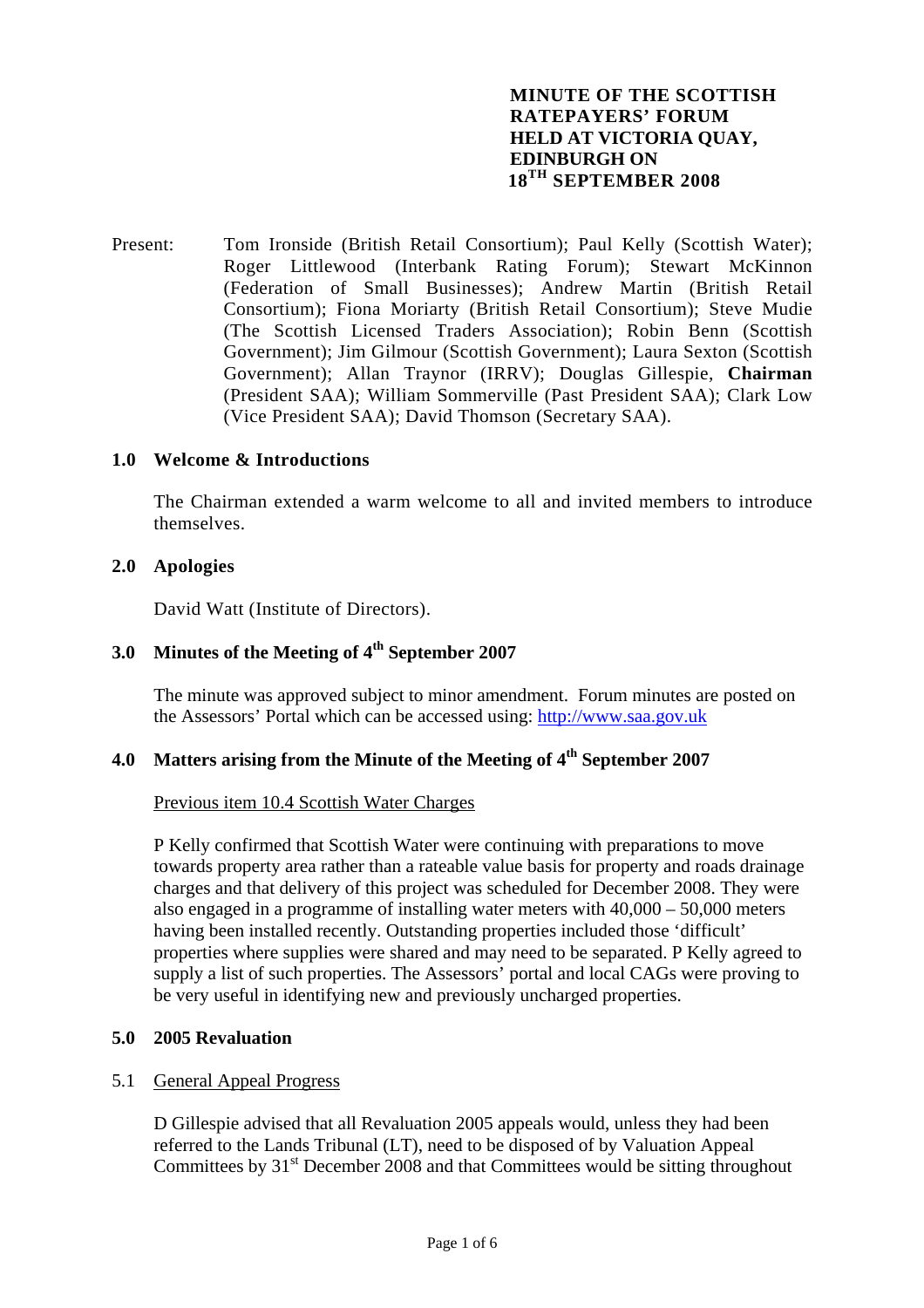# MINUTE OF THE SCOTTISH RATEPAYERS' FORUM HELD AT VICTORIA QUAY, EDINBURGH ON 18TH SEPTEMBER 2008

Present: Tom Ironside (British Retail Consortium); Paul Kelly (Scottish Water); Roger Littlewood (Interbank Rating Forum); Stewart McKinnon (Federation of Small Businesses); Andrew Martin (British Retail Consortium); Fiona Moriarty (British Retail Consortium); Steve Mudie (The Scottish Licensed Traders Association); Robin Benn (Scottish Government); Jim Gilmour (Scottish Government); Laura Sexton (Scottish Government); Allan Traynor (IRRV); Douglas Gillespie, **Chairman** (President SAA); William Sommerville (Past President SAA); Clark Low (Vice President SAA); David Thomson (Secretary SAA).

## 1.0 Welcome & Introductions

The Chairman extended a warm welcome to all and invited members to introduce themselves.

## 2.0 Apologies

David Watt (Institute of Directors).

## 3.0 Minutes of the Meeting of 4th September 2007

The minute was approved subject to minor amendment. Forum minutes are posted on the Assessors' Portal which can be accessed using: http://www.saa.gov.uk

## 4.0 Matters arising from the Minute of the Meeting of 4th September 2007

Previous item 10.4 Scottish Water Charges

P Kelly confirmed that Scottish Water were continuing with preparations to move towards property area rather than a rateable value basis for property and roads drainage charges and that delivery of this project was scheduled for December 2008. They were also engaged in a programme of installing water meters with 40,000 – 50,000 meters having been installed recently. Outstanding properties included those 'difficult' properties where supplies were shared and may need to be separated. P Kelly agreed to supply a list of such properties. The Assessors' portal and local CAGs were proving to be very useful in identifying new and previously uncharged properties.

## 5.0 2005 Revaluation

5.1 General Appeal Progress

D Gillespie advised that all Revaluation 2005 appeals would, unless they had been referred to the Lands Tribunal (LT), need to be disposed of by Valuation Appeal Committees by 31st December 2008 and that Committees would be sitting throughout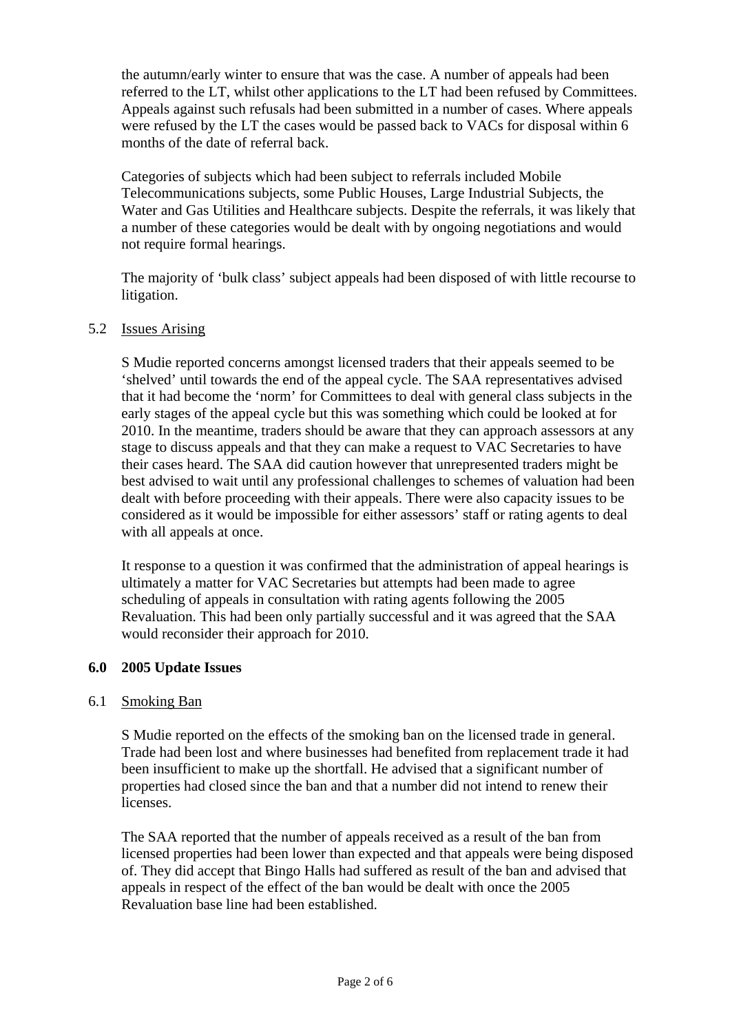the autumn/early winter to ensure that was the case. A number of appeals had been referred to the LT, whilst other applications to the LT had been refused by Committees. Appeals against such refusals had been submitted in a number of cases. Where appeals were refused by the LT the cases would be passed back to VACs for disposal within 6 months of the date of referral back.

Categories of subjects which had been subject to referrals included Mobile Telecommunications subjects, some Public Houses, Large Industrial Subjects, the Water and Gas Utilities and Healthcare subjects. Despite the referrals, it was likely that a number of these categories would be dealt with by ongoing negotiations and would not require formal hearings.

The majority of 'bulk class' subject appeals had been disposed of with little recourse to litigation.

5.2 Issues Arising

S Mudie reported concerns amongst licensed traders that their appeals seemed to be 'shelved' until towards the end of the appeal cycle. The SAA representatives advised that it had become the 'norm' for Committees to deal with general class subjects in the early stages of the appeal cycle but this was something which could be looked at for 2010. In the meantime, traders should be aware that they can approach assessors at any stage to discuss appeals and that they can make a request to VAC Secretaries to have their cases heard. The SAA did caution however that unrepresented traders might be best advised to wait until any professional challenges to schemes of valuation had been dealt with before proceeding with their appeals. There were also capacity issues to be considered as it would be impossible for either assessors' staff or rating agents to deal with all appeals at once.

It response to a question it was confirmed that the administration of appeal hearings is ultimately a matter for VAC Secretaries but attempts had been made to agree scheduling of appeals in consultation with rating agents following the 2005 Revaluation. This had been only partially successful and it was agreed that the SAA would reconsider their approach for 2010.

## 6.0 2005 Update Issues

6.1 Smoking Ban

S Mudie reported on the effects of the smoking ban on the licensed trade in general. Trade had been lost and where businesses had benefited from replacement trade it had been insufficient to make up the shortfall. He advised that a significant number of properties had closed since the ban and that a number did not intend to renew their licenses.

The SAA reported that the number of appeals received as a result of the ban from licensed properties had been lower than expected and that appeals were being disposed of. They did accept that Bingo Halls had suffered as result of the ban and advised that appeals in respect of the effect of the ban would be dealt with once the 2005 Revaluation base line had been established.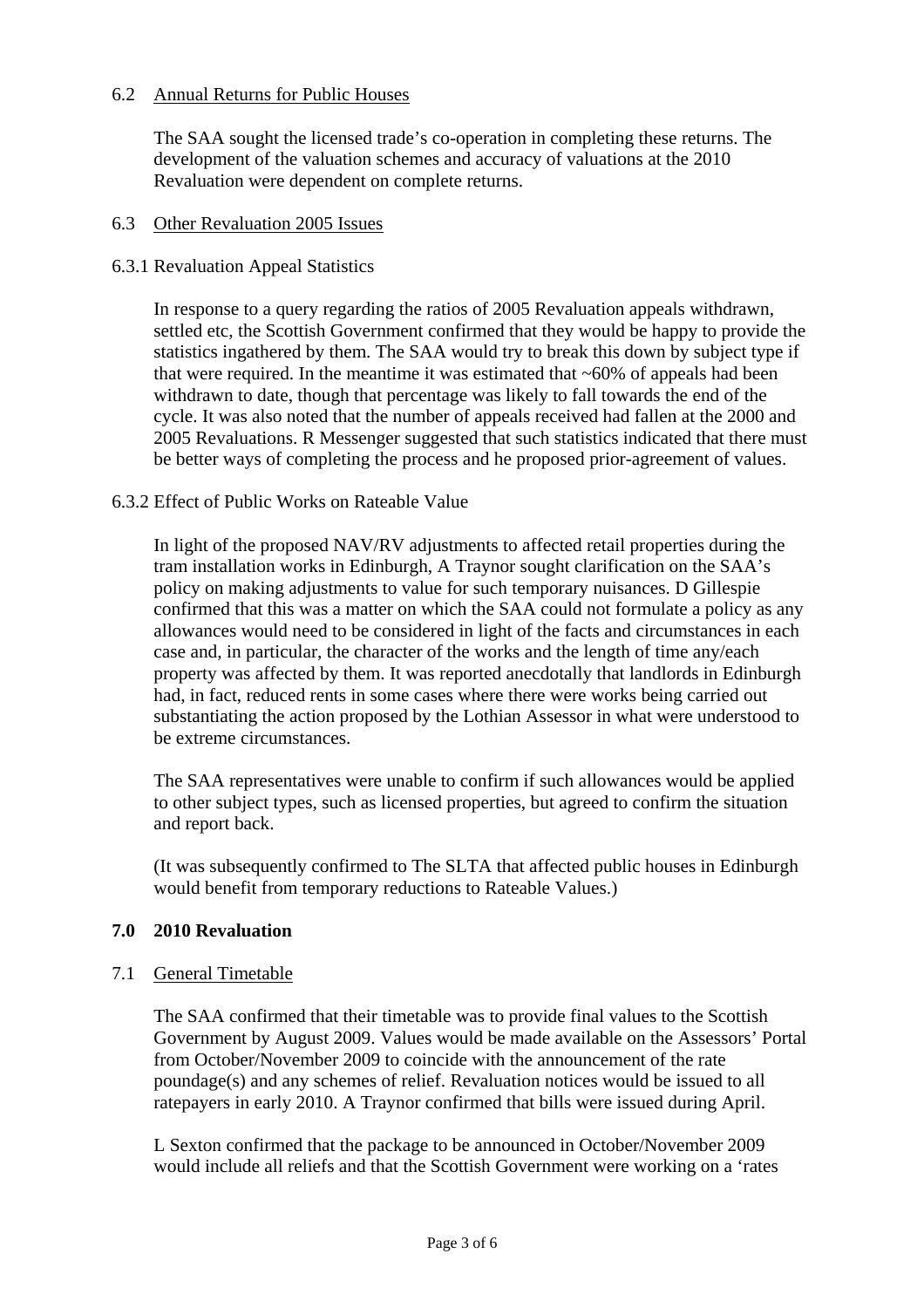### 6.2 Annual Returns for Public Houses

The SAA sought the licensed trade's co-operation in completing these returns. The development of the valuation schemes and accuracy of valuations at the 2010 Revaluation were dependent on complete returns.

### 6.3 Other Revaluation 2005 Issues

#### 6.3.1 Revaluation Appeal Statistics

In response to a query regarding the ratios of 2005 Revaluation appeals withdrawn, settled etc, the Scottish Government confirmed that they would be happy to provide the statistics ingathered by them. The SAA would try to break this down by subject type if that were required. In the meantime it was estimated that ~60% of appeals had been withdrawn to date, though that percentage was likely to fall towards the end of the cycle. It was also noted that the number of appeals received had fallen at the 2000 and 2005 Revaluations. R Messenger suggested that such statistics indicated that there must be better ways of completing the process and he proposed prior-agreement of values.

#### 6.3.2 Effect of Public Works on Rateable Value

In light of the proposed NAV/RV adjustments to affected retail properties during the tram installation works in Edinburgh, A Traynor sought clarification on the SAA's policy on making adjustments to value for such temporary nuisances. D Gillespie confirmed that this was a matter on which the SAA could not formulate a policy as any allowances would need to be considered in light of the facts and circumstances in each case and, in particular, the character of the works and the length of time any/each property was affected by them. It was reported anecdotally that landlords in Edinburgh had, in fact, reduced rents in some cases where there were works being carried out substantiating the action proposed by the Lothian Assessor in what were understood to be extreme circumstances.

The SAA representatives were unable to confirm if such allowances would be applied to other subject types, such as licensed properties, but agreed to confirm the situation and report back.

(It was subsequently confirmed to The SLTA that affected public houses in Edinburgh would benefit from temporary reductions to Rateable Values.)

## 7.0 2010 Revaluation

### 7.1 General Timetable

The SAA confirmed that their timetable was to provide final values to the Scottish Government by August 2009. Values would be made available on the Assessors' Portal from October/November 2009 to coincide with the announcement of the rate poundage(s) and any schemes of relief. Revaluation notices would be issued to all ratepayers in early 2010. A Traynor confirmed that bills were issued during April.

L Sexton confirmed that the package to be announced in October/November 2009 would include all reliefs and that the Scottish Government were working on a 'rates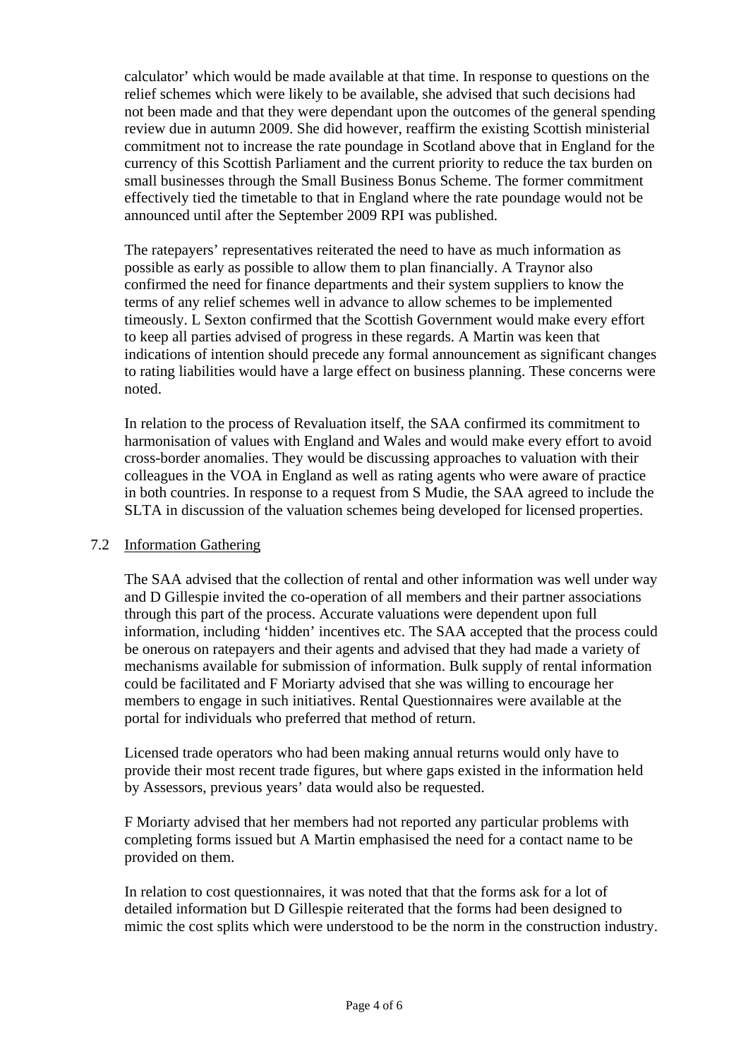calculator' which would be made available at that time. In response to questions on the relief schemes which were likely to be available, she advised that such decisions had not been made and that they were dependant upon the outcomes of the general spending review due in autumn 2009. She did however, reaffirm the existing Scottish ministerial commitment not to increase the rate poundage in Scotland above that in England for the currency of this Scottish Parliament and the current priority to reduce the tax burden on small businesses through the Small Business Bonus Scheme. The former commitment effectively tied the timetable to that in England where the rate poundage would not be announced until after the September 2009 RPI was published.

The ratepayers' representatives reiterated the need to have as much information as possible as early as possible to allow them to plan financially. A Traynor also confirmed the need for finance departments and their system suppliers to know the terms of any relief schemes well in advance to allow schemes to be implemented timeously. L Sexton confirmed that the Scottish Government would make every effort to keep all parties advised of progress in these regards. A Martin was keen that indications of intention should precede any formal announcement as significant changes to rating liabilities would have a large effect on business planning. These concerns were noted.

In relation to the process of Revaluation itself, the SAA confirmed its commitment to harmonisation of values with England and Wales and would make every effort to avoid cross-border anomalies. They would be discussing approaches to valuation with their colleagues in the VOA in England as well as rating agents who were aware of practice in both countries. In response to a request from S Mudie, the SAA agreed to include the SLTA in discussion of the valuation schemes being developed for licensed properties.

7.2 Information Gathering

The SAA advised that the collection of rental and other information was well under way and D Gillespie invited the co-operation of all members and their partner associations through this part of the process. Accurate valuations were dependent upon full information, including 'hidden' incentives etc. The SAA accepted that the process could be onerous on ratepayers and their agents and advised that they had made a variety of mechanisms available for submission of information. Bulk supply of rental information could be facilitated and F Moriarty advised that she was willing to encourage her members to engage in such initiatives. Rental Questionnaires were available at the portal for individuals who preferred that method of return.

Licensed trade operators who had been making annual returns would only have to provide their most recent trade figures, but where gaps existed in the information held by Assessors, previous years' data would also be requested.

F Moriarty advised that her members had not reported any particular problems with completing forms issued but A Martin emphasised the need for a contact name to be provided on them.

In relation to cost questionnaires, it was noted that that the forms ask for a lot of detailed information but D Gillespie reiterated that the forms had been designed to mimic the cost splits which were understood to be the norm in the construction industry.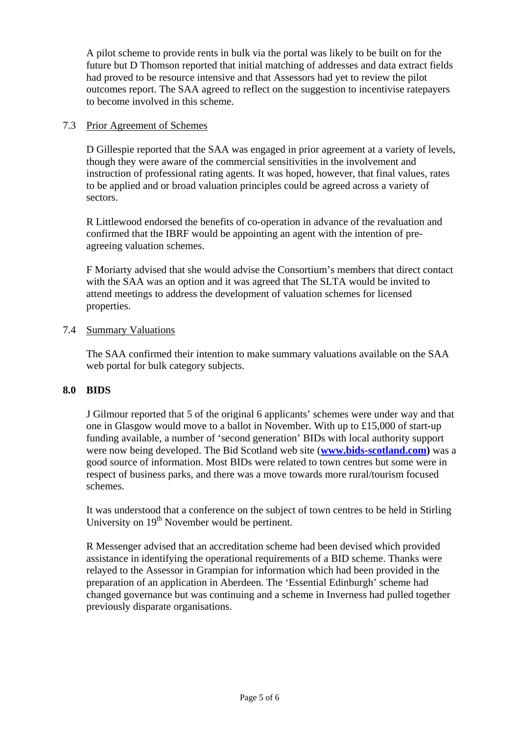A pilot scheme to provide rents in bulk via the portal was likely to be built on for the future but D Thomson reported that initial matching of addresses and data extract fields had proved to be resource intensive and that Assessors had yet to review the pilot outcomes report. The SAA agreed to reflect on the suggestion to incentivise ratepayers to become involved in this scheme.

### 7.3 Prior Agreement of Schemes

D Gillespie reported that the SAA was engaged in prior agreement at a variety of levels, though they were aware of the commercial sensitivities in the involvement and instruction of professional rating agents. It was hoped, however, that final values, rates to be applied and or broad valuation principles could be agreed across a variety of sectors.

R Littlewood endorsed the benefits of co-operation in advance of the revaluation and confirmed that the IBRF would be appointing an agent with the intention of pre-agreeing valuation schemes.

F Moriarty advised that she would advise the Consortium's members that direct contact with the SAA was an option and it was agreed that The SLTA would be invited to attend meetings to address the development of valuation schemes for licensed properties.

### 7.4 Summary Valuations

The SAA confirmed their intention to make summary valuations available on the SAA web portal for bulk category subjects.

## 8.0 BIDS

J Gilmour reported that 5 of the original 6 applicants' schemes were under way and that one in Glasgow would move to a ballot in November. With up to £15,000 of start-up funding available, a number of 'second generation' BIDs with local authority support were now being developed. The Bid Scotland web site (**www.bids-scotland.com**) was a good source of information. Most BIDs were related to town centres but some were in respect of business parks, and there was a move towards more rural/tourism focused schemes.

It was understood that a conference on the subject of town centres to be held in Stirling University on 19th November would be pertinent.

R Messenger advised that an accreditation scheme had been devised which provided assistance in identifying the operational requirements of a BID scheme. Thanks were relayed to the Assessor in Grampian for information which had been provided in the preparation of an application in Aberdeen. The 'Essential Edinburgh' scheme had changed governance but was continuing and a scheme in Inverness had pulled together previously disparate organisations.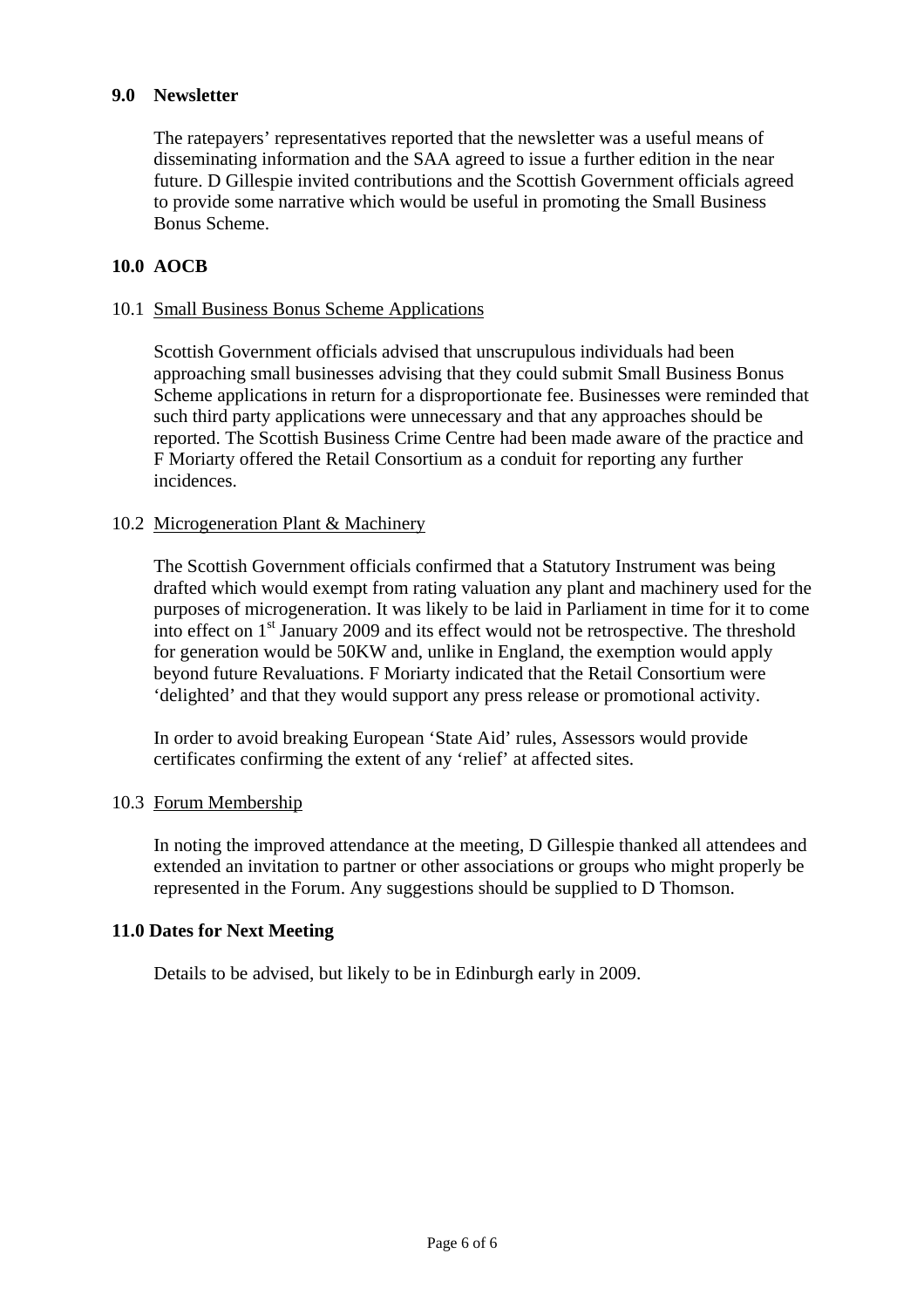## 9.0 Newsletter

The ratepayers' representatives reported that the newsletter was a useful means of disseminating information and the SAA agreed to issue a further edition in the near future. D Gillespie invited contributions and the Scottish Government officials agreed to provide some narrative which would be useful in promoting the Small Business Bonus Scheme.

## 10.0 AOCB

### 10.1 Small Business Bonus Scheme Applications

Scottish Government officials advised that unscrupulous individuals had been approaching small businesses advising that they could submit Small Business Bonus Scheme applications in return for a disproportionate fee. Businesses were reminded that such third party applications were unnecessary and that any approaches should be reported. The Scottish Business Crime Centre had been made aware of the practice and F Moriarty offered the Retail Consortium as a conduit for reporting any further incidences.

### 10.2 Microgeneration Plant & Machinery

The Scottish Government officials confirmed that a Statutory Instrument was being drafted which would exempt from rating valuation any plant and machinery used for the purposes of microgeneration. It was likely to be laid in Parliament in time for it to come into effect on 1st January 2009 and its effect would not be retrospective. The threshold for generation would be 50KW and, unlike in England, the exemption would apply beyond future Revaluations. F Moriarty indicated that the Retail Consortium were 'delighted' and that they would support any press release or promotional activity.

In order to avoid breaking European 'State Aid' rules, Assessors would provide certificates confirming the extent of any 'relief' at affected sites.

### 10.3 Forum Membership

In noting the improved attendance at the meeting, D Gillespie thanked all attendees and extended an invitation to partner or other associations or groups who might properly be represented in the Forum. Any suggestions should be supplied to D Thomson.

## 11.0 Dates for Next Meeting

Details to be advised, but likely to be in Edinburgh early in 2009.